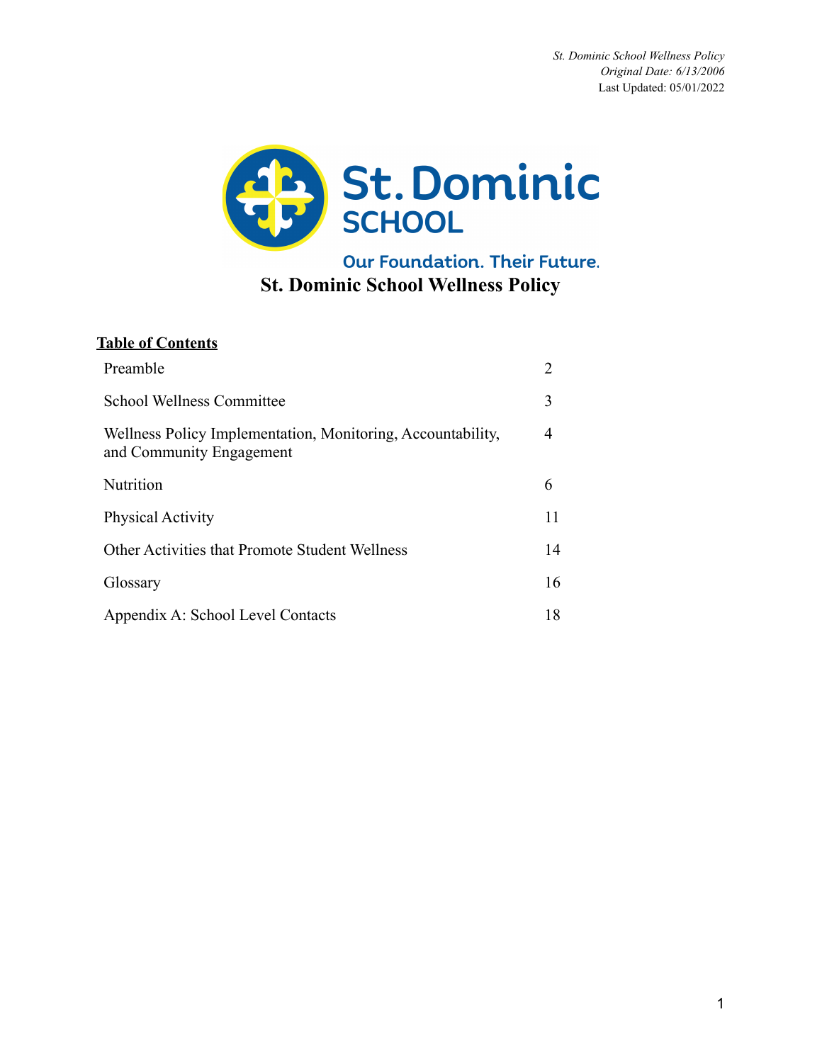*St. Dominic School Wellness Policy*
*Original Date: 6/13/2006*
Last Updated: 05/01/2022

St. Dominic SCHOOL

Our Foundation. Their Future.

# St. Dominic School Wellness Policy

**Table of Contents**

| | |
|---|---|
| Preamble | 2 |
| School Wellness Committee | 3 |
| Wellness Policy Implementation, Monitoring, Accountability, and Community Engagement | 4 |
| Nutrition | 6 |
| Physical Activity | 11 |
| Other Activities that Promote Student Wellness | 14 |
| Glossary | 16 |
| Appendix A: School Level Contacts | 18 |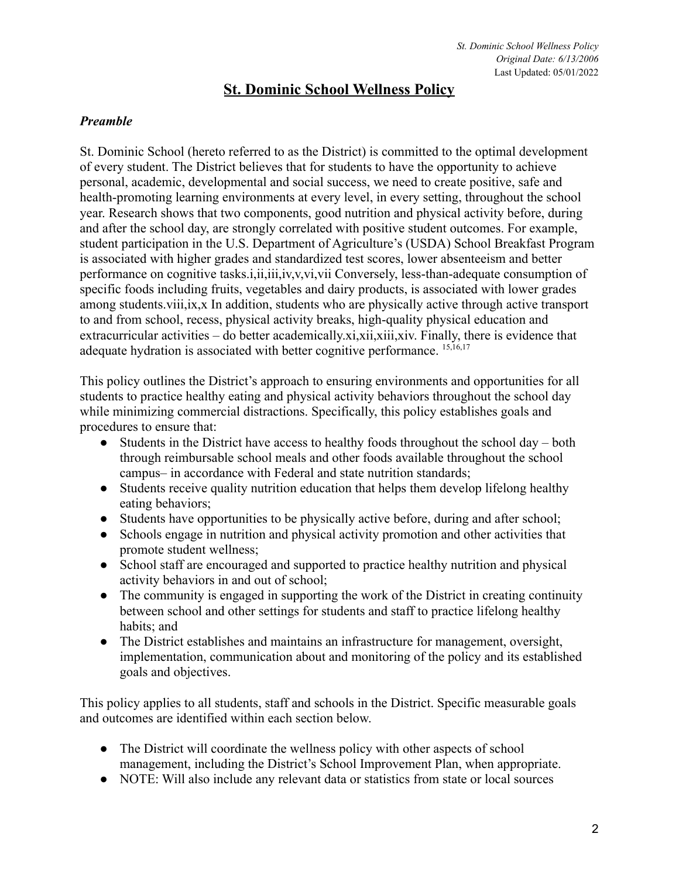# St. Dominic School Wellness Policy

### *Preamble*

St. Dominic School (hereto referred to as the District) is committed to the optimal development of every student. The District believes that for students to have the opportunity to achieve personal, academic, developmental and social success, we need to create positive, safe and health-promoting learning environments at every level, in every setting, throughout the school year. Research shows that two components, good nutrition and physical activity before, during and after the school day, are strongly correlated with positive student outcomes. For example, student participation in the U.S. Department of Agriculture's (USDA) School Breakfast Program is associated with higher grades and standardized test scores, lower absenteeism and better performance on cognitive tasks.i,ii,iii,iv,v,vi,vii Conversely, less-than-adequate consumption of specific foods including fruits, vegetables and dairy products, is associated with lower grades among students.viii,ix,x In addition, students who are physically active through active transport to and from school, recess, physical activity breaks, high-quality physical education and extracurricular activities – do better academically.xi,xii,xiii,xiv. Finally, there is evidence that adequate hydration is associated with better cognitive performance. [15,16,17]

This policy outlines the District's approach to ensuring environments and opportunities for all students to practice healthy eating and physical activity behaviors throughout the school day while minimizing commercial distractions. Specifically, this policy establishes goals and procedures to ensure that:

- Students in the District have access to healthy foods throughout the school day – both through reimbursable school meals and other foods available throughout the school campus– in accordance with Federal and state nutrition standards;
- Students receive quality nutrition education that helps them develop lifelong healthy eating behaviors;
- Students have opportunities to be physically active before, during and after school;
- Schools engage in nutrition and physical activity promotion and other activities that promote student wellness;
- School staff are encouraged and supported to practice healthy nutrition and physical activity behaviors in and out of school;
- The community is engaged in supporting the work of the District in creating continuity between school and other settings for students and staff to practice lifelong healthy habits; and
- The District establishes and maintains an infrastructure for management, oversight, implementation, communication about and monitoring of the policy and its established goals and objectives.

This policy applies to all students, staff and schools in the District. Specific measurable goals and outcomes are identified within each section below.

- The District will coordinate the wellness policy with other aspects of school management, including the District's School Improvement Plan, when appropriate.
- NOTE: Will also include any relevant data or statistics from state or local sources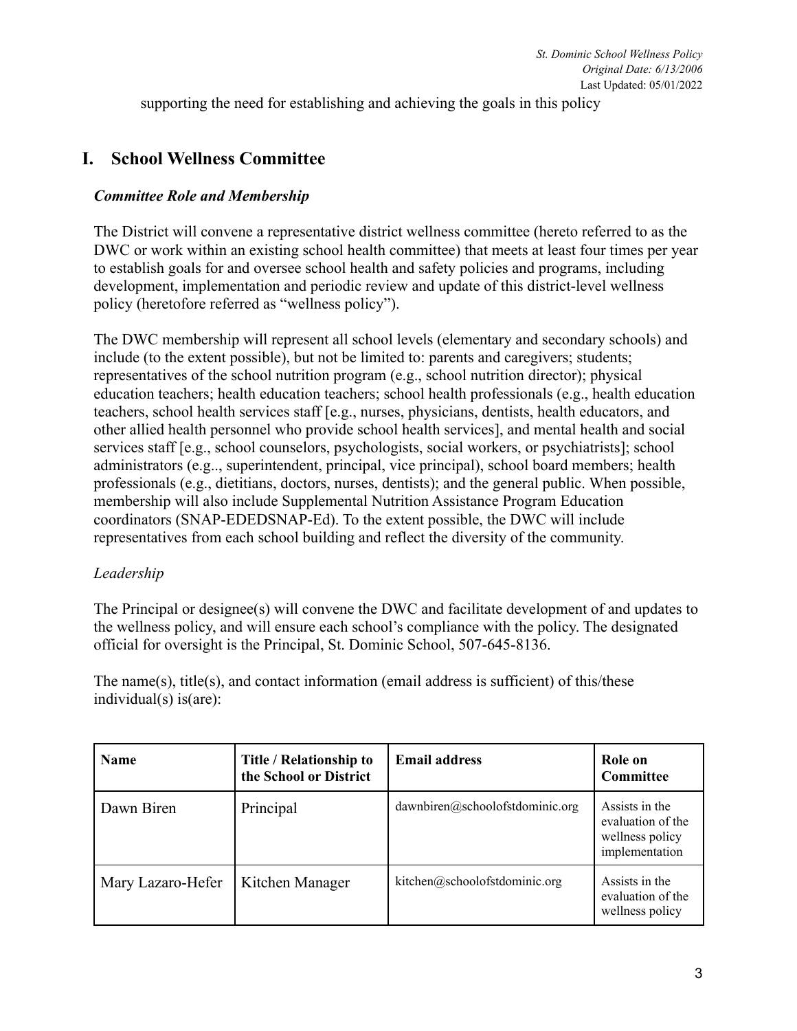supporting the need for establishing and achieving the goals in this policy

## I. School Wellness Committee

### ***Committee Role and Membership***

The District will convene a representative district wellness committee (hereto referred to as the DWC or work within an existing school health committee) that meets at least four times per year to establish goals for and oversee school health and safety policies and programs, including development, implementation and periodic review and update of this district-level wellness policy (heretofore referred as "wellness policy").

The DWC membership will represent all school levels (elementary and secondary schools) and include (to the extent possible), but not be limited to: parents and caregivers; students; representatives of the school nutrition program (e.g., school nutrition director); physical education teachers; health education teachers; school health professionals (e.g., health education teachers, school health services staff [e.g., nurses, physicians, dentists, health educators, and other allied health personnel who provide school health services], and mental health and social services staff [e.g., school counselors, psychologists, social workers, or psychiatrists]; school administrators (e.g.., superintendent, principal, vice principal), school board members; health professionals (e.g., dietitians, doctors, nurses, dentists); and the general public. When possible, membership will also include Supplemental Nutrition Assistance Program Education coordinators (SNAP-EDEDSNAP-Ed). To the extent possible, the DWC will include representatives from each school building and reflect the diversity of the community.

*Leadership*

The Principal or designee(s) will convene the DWC and facilitate development of and updates to the wellness policy, and will ensure each school's compliance with the policy. The designated official for oversight is the Principal, St. Dominic School, 507-645-8136.

The name(s), title(s), and contact information (email address is sufficient) of this/these individual(s) is(are):

| Name | Title / Relationship to the School or District | Email address | Role on Committee |
|---|---|---|---|
| Dawn Biren | Principal | dawnbiren@schoolofstdominic.org | Assists in the evaluation of the wellness policy implementation |
| Mary Lazaro-Hefer | Kitchen Manager | kitchen@schoolofstdominic.org | Assists in the evaluation of the wellness policy |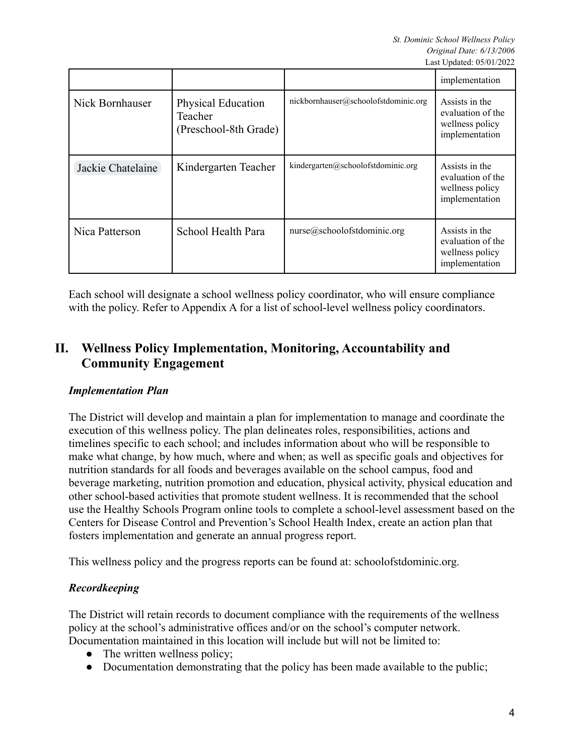| | | | implementation |
|---|---|---|---|
| Nick Bornhauser | Physical Education Teacher (Preschool-8th Grade) | nickbornhauser@schoolofstdominic.org | Assists in the evaluation of the wellness policy implementation |
| Jackie Chatelaine | Kindergarten Teacher | kindergarten@schoolofstdominic.org | Assists in the evaluation of the wellness policy implementation |
| Nica Patterson | School Health Para | nurse@schoolofstdominic.org | Assists in the evaluation of the wellness policy implementation |

Each school will designate a school wellness policy coordinator, who will ensure compliance with the policy. Refer to Appendix A for a list of school-level wellness policy coordinators.

## II. Wellness Policy Implementation, Monitoring, Accountability and Community Engagement

### *Implementation Plan*

The District will develop and maintain a plan for implementation to manage and coordinate the execution of this wellness policy. The plan delineates roles, responsibilities, actions and timelines specific to each school; and includes information about who will be responsible to make what change, by how much, where and when; as well as specific goals and objectives for nutrition standards for all foods and beverages available on the school campus, food and beverage marketing, nutrition promotion and education, physical activity, physical education and other school-based activities that promote student wellness. It is recommended that the school use the Healthy Schools Program online tools to complete a school-level assessment based on the Centers for Disease Control and Prevention's School Health Index, create an action plan that fosters implementation and generate an annual progress report.

This wellness policy and the progress reports can be found at: schoolofstdominic.org.

### *Recordkeeping*

The District will retain records to document compliance with the requirements of the wellness policy at the school's administrative offices and/or on the school's computer network. Documentation maintained in this location will include but will not be limited to:

- The written wellness policy;
- Documentation demonstrating that the policy has been made available to the public;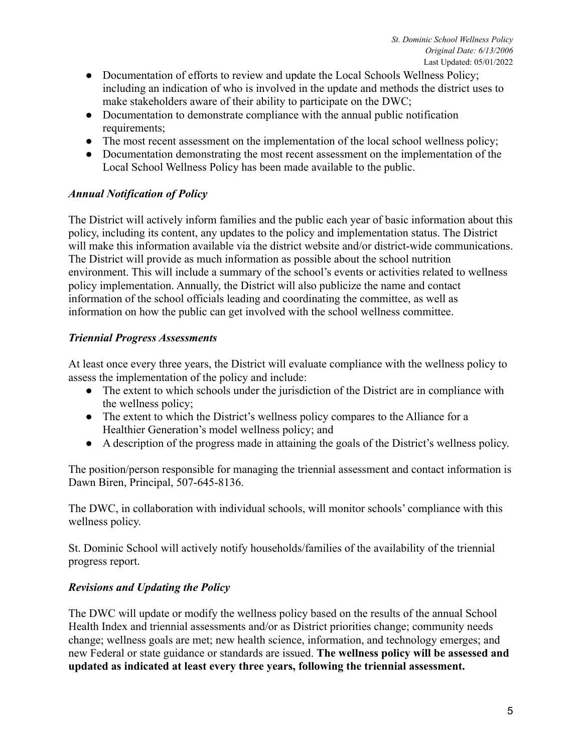- Documentation of efforts to review and update the Local Schools Wellness Policy; including an indication of who is involved in the update and methods the district uses to make stakeholders aware of their ability to participate on the DWC;
- Documentation to demonstrate compliance with the annual public notification requirements;
- The most recent assessment on the implementation of the local school wellness policy;
- Documentation demonstrating the most recent assessment on the implementation of the Local School Wellness Policy has been made available to the public.

### *Annual Notification of Policy*

The District will actively inform families and the public each year of basic information about this policy, including its content, any updates to the policy and implementation status. The District will make this information available via the district website and/or district-wide communications. The District will provide as much information as possible about the school nutrition environment. This will include a summary of the school's events or activities related to wellness policy implementation. Annually, the District will also publicize the name and contact information of the school officials leading and coordinating the committee, as well as information on how the public can get involved with the school wellness committee.

### *Triennial Progress Assessments*

At least once every three years, the District will evaluate compliance with the wellness policy to assess the implementation of the policy and include:

- The extent to which schools under the jurisdiction of the District are in compliance with the wellness policy;
- The extent to which the District's wellness policy compares to the Alliance for a Healthier Generation's model wellness policy; and
- A description of the progress made in attaining the goals of the District's wellness policy.

The position/person responsible for managing the triennial assessment and contact information is Dawn Biren, Principal, 507-645-8136.

The DWC, in collaboration with individual schools, will monitor schools' compliance with this wellness policy.

St. Dominic School will actively notify households/families of the availability of the triennial progress report.

### *Revisions and Updating the Policy*

The DWC will update or modify the wellness policy based on the results of the annual School Health Index and triennial assessments and/or as District priorities change; community needs change; wellness goals are met; new health science, information, and technology emerges; and new Federal or state guidance or standards are issued. **The wellness policy will be assessed and updated as indicated at least every three years, following the triennial assessment.**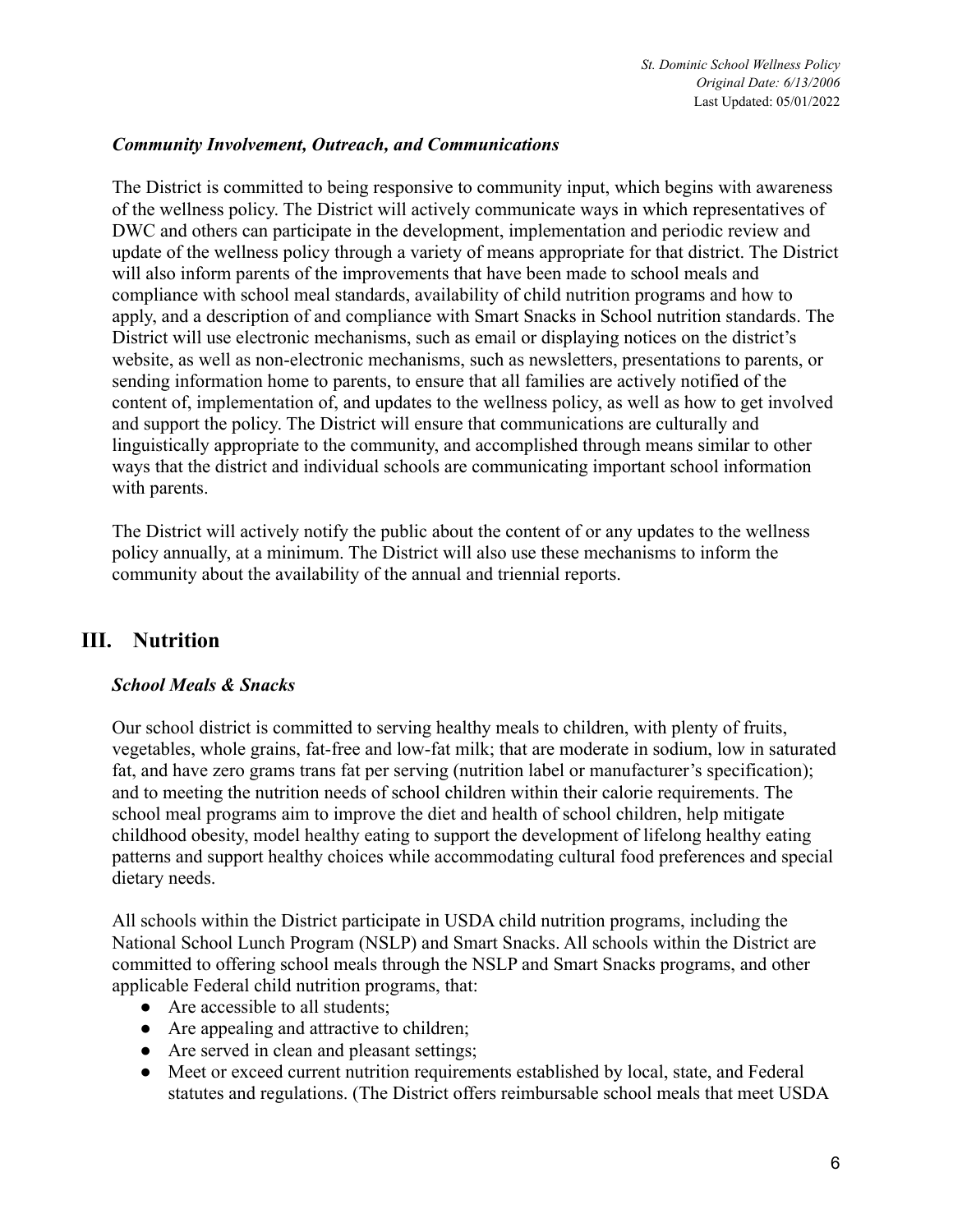### *Community Involvement, Outreach, and Communications*

The District is committed to being responsive to community input, which begins with awareness of the wellness policy. The District will actively communicate ways in which representatives of DWC and others can participate in the development, implementation and periodic review and update of the wellness policy through a variety of means appropriate for that district. The District will also inform parents of the improvements that have been made to school meals and compliance with school meal standards, availability of child nutrition programs and how to apply, and a description of and compliance with Smart Snacks in School nutrition standards. The District will use electronic mechanisms, such as email or displaying notices on the district's website, as well as non-electronic mechanisms, such as newsletters, presentations to parents, or sending information home to parents, to ensure that all families are actively notified of the content of, implementation of, and updates to the wellness policy, as well as how to get involved and support the policy. The District will ensure that communications are culturally and linguistically appropriate to the community, and accomplished through means similar to other ways that the district and individual schools are communicating important school information with parents.

The District will actively notify the public about the content of or any updates to the wellness policy annually, at a minimum. The District will also use these mechanisms to inform the community about the availability of the annual and triennial reports.

## III. Nutrition

### *School Meals & Snacks*

Our school district is committed to serving healthy meals to children, with plenty of fruits, vegetables, whole grains, fat-free and low-fat milk; that are moderate in sodium, low in saturated fat, and have zero grams trans fat per serving (nutrition label or manufacturer's specification); and to meeting the nutrition needs of school children within their calorie requirements. The school meal programs aim to improve the diet and health of school children, help mitigate childhood obesity, model healthy eating to support the development of lifelong healthy eating patterns and support healthy choices while accommodating cultural food preferences and special dietary needs.

All schools within the District participate in USDA child nutrition programs, including the National School Lunch Program (NSLP) and Smart Snacks. All schools within the District are committed to offering school meals through the NSLP and Smart Snacks programs, and other applicable Federal child nutrition programs, that:

- Are accessible to all students;
- Are appealing and attractive to children;
- Are served in clean and pleasant settings;
- Meet or exceed current nutrition requirements established by local, state, and Federal statutes and regulations. (The District offers reimbursable school meals that meet USDA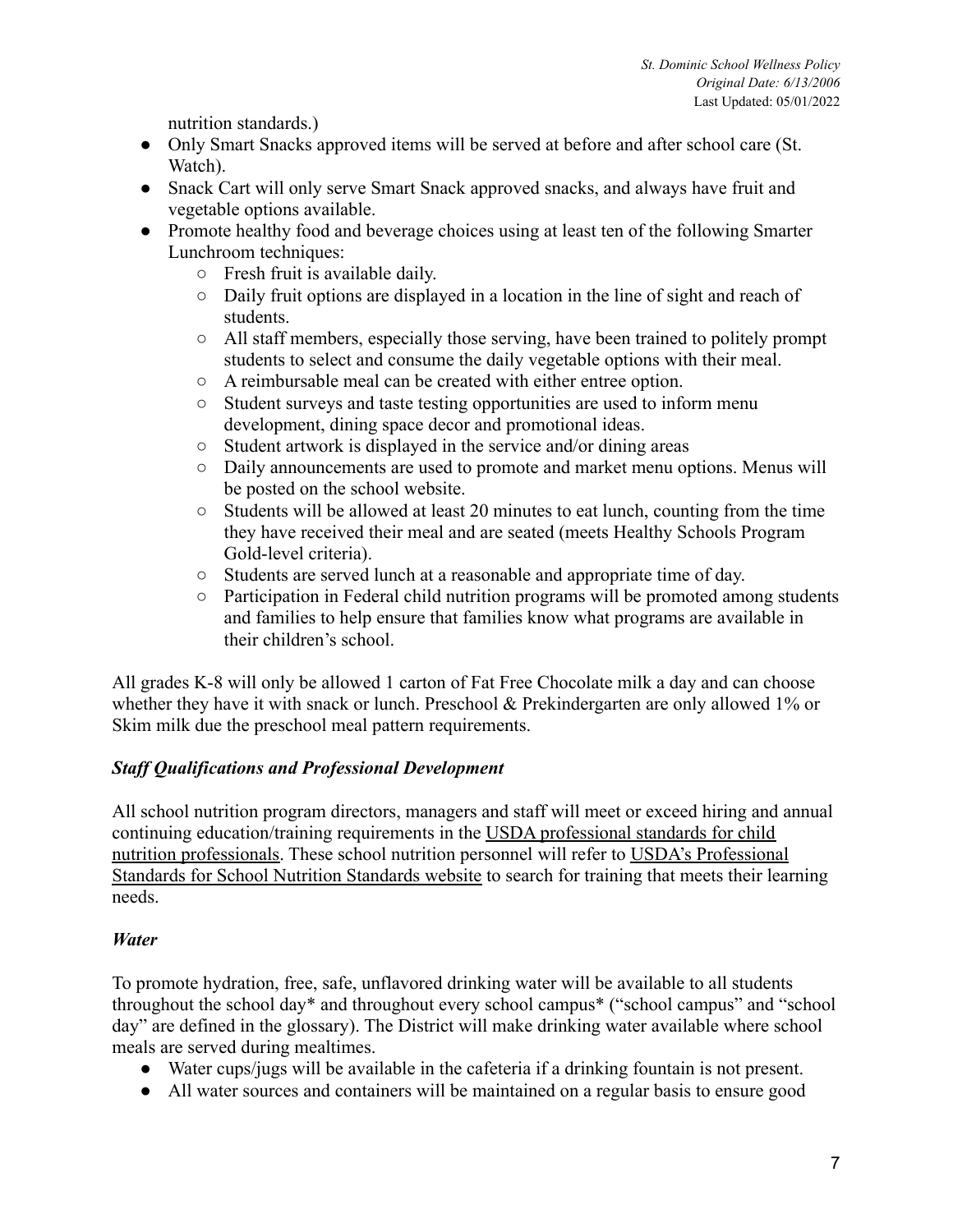nutrition standards.)

- Only Smart Snacks approved items will be served at before and after school care (St. Watch).
- Snack Cart will only serve Smart Snack approved snacks, and always have fruit and vegetable options available.
- Promote healthy food and beverage choices using at least ten of the following Smarter Lunchroom techniques:
    - Fresh fruit is available daily.
    - Daily fruit options are displayed in a location in the line of sight and reach of students.
    - All staff members, especially those serving, have been trained to politely prompt students to select and consume the daily vegetable options with their meal.
    - A reimbursable meal can be created with either entree option.
    - Student surveys and taste testing opportunities are used to inform menu development, dining space decor and promotional ideas.
    - Student artwork is displayed in the service and/or dining areas
    - Daily announcements are used to promote and market menu options. Menus will be posted on the school website.
    - Students will be allowed at least 20 minutes to eat lunch, counting from the time they have received their meal and are seated (meets Healthy Schools Program Gold-level criteria).
    - Students are served lunch at a reasonable and appropriate time of day.
    - Participation in Federal child nutrition programs will be promoted among students and families to help ensure that families know what programs are available in their children's school.

All grades K-8 will only be allowed 1 carton of Fat Free Chocolate milk a day and can choose whether they have it with snack or lunch. Preschool & Prekindergarten are only allowed 1% or Skim milk due the preschool meal pattern requirements.

### ***Staff Qualifications and Professional Development***

All school nutrition program directors, managers and staff will meet or exceed hiring and annual continuing education/training requirements in the USDA professional standards for child nutrition professionals. These school nutrition personnel will refer to USDA's Professional Standards for School Nutrition Standards website to search for training that meets their learning needs.

### ***Water***

To promote hydration, free, safe, unflavored drinking water will be available to all students throughout the school day* and throughout every school campus* ("school campus" and "school day" are defined in the glossary). The District will make drinking water available where school meals are served during mealtimes.

- Water cups/jugs will be available in the cafeteria if a drinking fountain is not present.
- All water sources and containers will be maintained on a regular basis to ensure good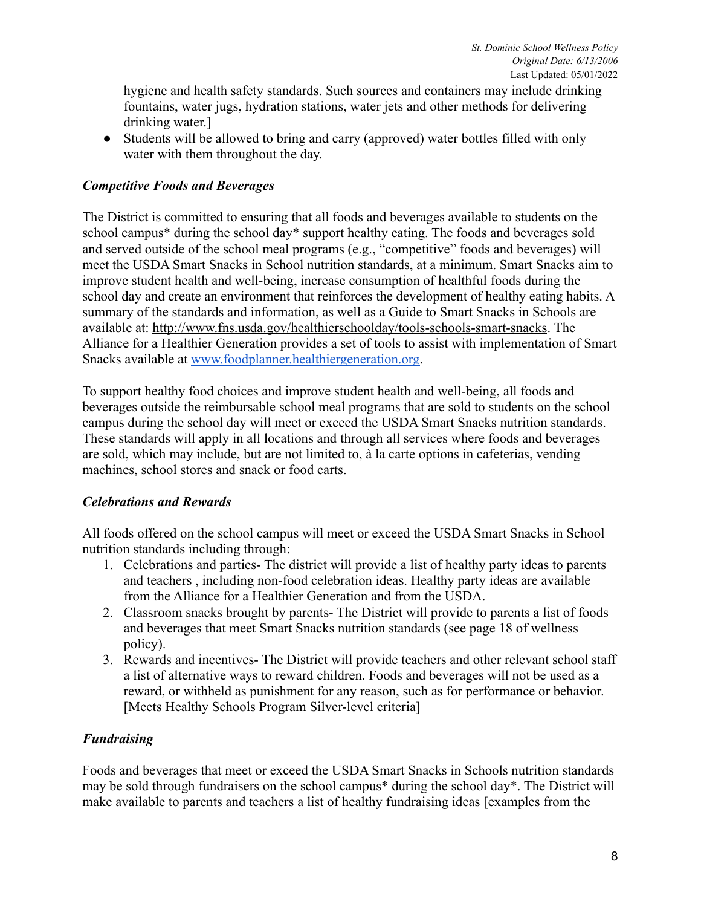hygiene and health safety standards. Such sources and containers may include drinking fountains, water jugs, hydration stations, water jets and other methods for delivering drinking water.]

- Students will be allowed to bring and carry (approved) water bottles filled with only water with them throughout the day.

### *Competitive Foods and Beverages*

The District is committed to ensuring that all foods and beverages available to students on the school campus* during the school day* support healthy eating. The foods and beverages sold and served outside of the school meal programs (e.g., "competitive" foods and beverages) will meet the USDA Smart Snacks in School nutrition standards, at a minimum. Smart Snacks aim to improve student health and well-being, increase consumption of healthful foods during the school day and create an environment that reinforces the development of healthy eating habits. A summary of the standards and information, as well as a Guide to Smart Snacks in Schools are available at: http://www.fns.usda.gov/healthierschoolday/tools-schools-smart-snacks. The Alliance for a Healthier Generation provides a set of tools to assist with implementation of Smart Snacks available at www.foodplanner.healthiergeneration.org.

To support healthy food choices and improve student health and well-being, all foods and beverages outside the reimbursable school meal programs that are sold to students on the school campus during the school day will meet or exceed the USDA Smart Snacks nutrition standards. These standards will apply in all locations and through all services where foods and beverages are sold, which may include, but are not limited to, à la carte options in cafeterias, vending machines, school stores and snack or food carts.

### *Celebrations and Rewards*

All foods offered on the school campus will meet or exceed the USDA Smart Snacks in School nutrition standards including through:

1. Celebrations and parties- The district will provide a list of healthy party ideas to parents and teachers , including non-food celebration ideas. Healthy party ideas are available from the Alliance for a Healthier Generation and from the USDA.
2. Classroom snacks brought by parents- The District will provide to parents a list of foods and beverages that meet Smart Snacks nutrition standards (see page 18 of wellness policy).
3. Rewards and incentives- The District will provide teachers and other relevant school staff a list of alternative ways to reward children. Foods and beverages will not be used as a reward, or withheld as punishment for any reason, such as for performance or behavior. [Meets Healthy Schools Program Silver-level criteria]

### *Fundraising*

Foods and beverages that meet or exceed the USDA Smart Snacks in Schools nutrition standards may be sold through fundraisers on the school campus* during the school day*. The District will make available to parents and teachers a list of healthy fundraising ideas [examples from the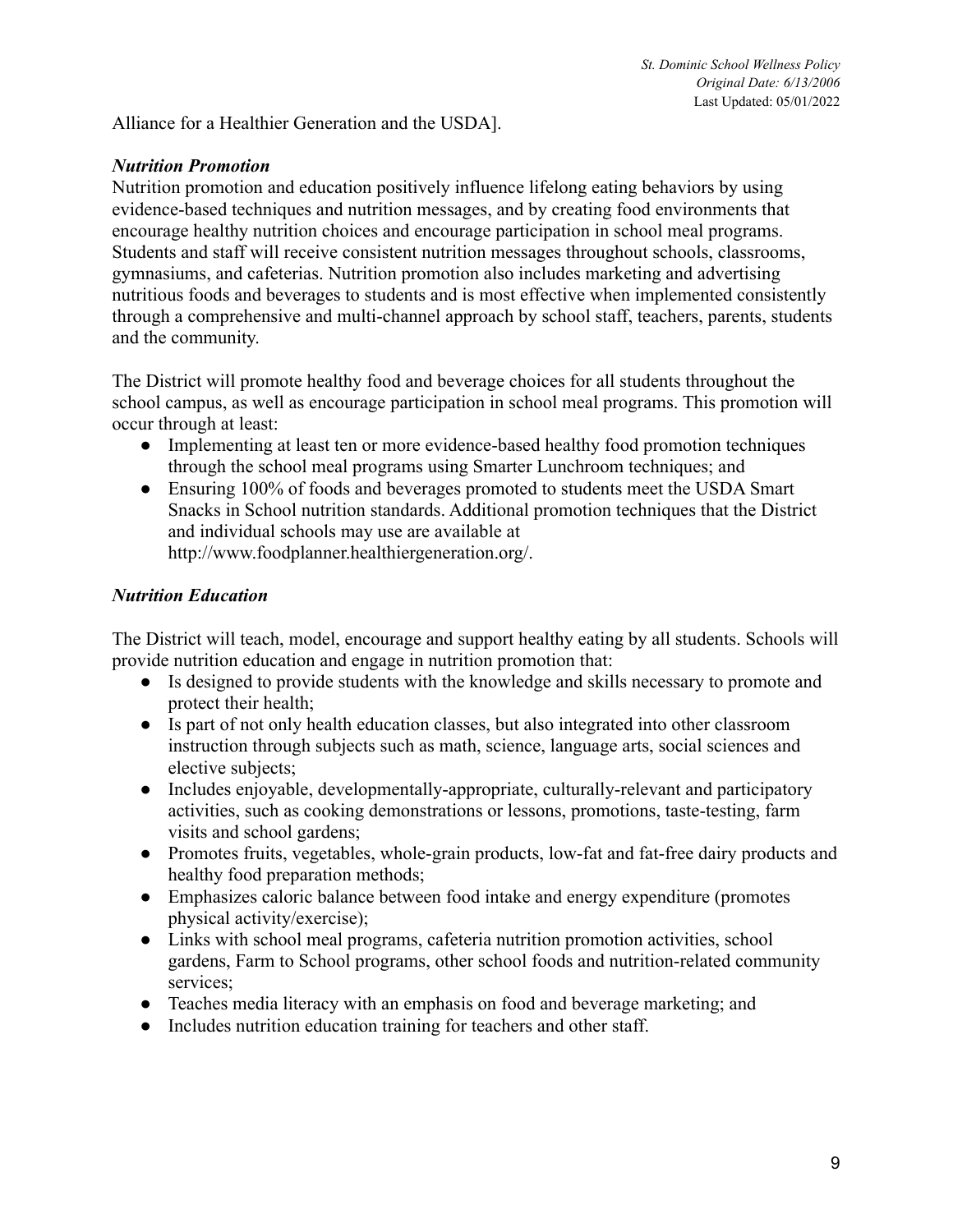Alliance for a Healthier Generation and the USDA].

***Nutrition Promotion***

Nutrition promotion and education positively influence lifelong eating behaviors by using evidence-based techniques and nutrition messages, and by creating food environments that encourage healthy nutrition choices and encourage participation in school meal programs. Students and staff will receive consistent nutrition messages throughout schools, classrooms, gymnasiums, and cafeterias. Nutrition promotion also includes marketing and advertising nutritious foods and beverages to students and is most effective when implemented consistently through a comprehensive and multi-channel approach by school staff, teachers, parents, students and the community.

The District will promote healthy food and beverage choices for all students throughout the school campus, as well as encourage participation in school meal programs. This promotion will occur through at least:

- Implementing at least ten or more evidence-based healthy food promotion techniques through the school meal programs using Smarter Lunchroom techniques; and
- Ensuring 100% of foods and beverages promoted to students meet the USDA Smart Snacks in School nutrition standards. Additional promotion techniques that the District and individual schools may use are available at http://www.foodplanner.healthiergeneration.org/.

***Nutrition Education***

The District will teach, model, encourage and support healthy eating by all students. Schools will provide nutrition education and engage in nutrition promotion that:

- Is designed to provide students with the knowledge and skills necessary to promote and protect their health;
- Is part of not only health education classes, but also integrated into other classroom instruction through subjects such as math, science, language arts, social sciences and elective subjects;
- Includes enjoyable, developmentally-appropriate, culturally-relevant and participatory activities, such as cooking demonstrations or lessons, promotions, taste-testing, farm visits and school gardens;
- Promotes fruits, vegetables, whole-grain products, low-fat and fat-free dairy products and healthy food preparation methods;
- Emphasizes caloric balance between food intake and energy expenditure (promotes physical activity/exercise);
- Links with school meal programs, cafeteria nutrition promotion activities, school gardens, Farm to School programs, other school foods and nutrition-related community services;
- Teaches media literacy with an emphasis on food and beverage marketing; and
- Includes nutrition education training for teachers and other staff.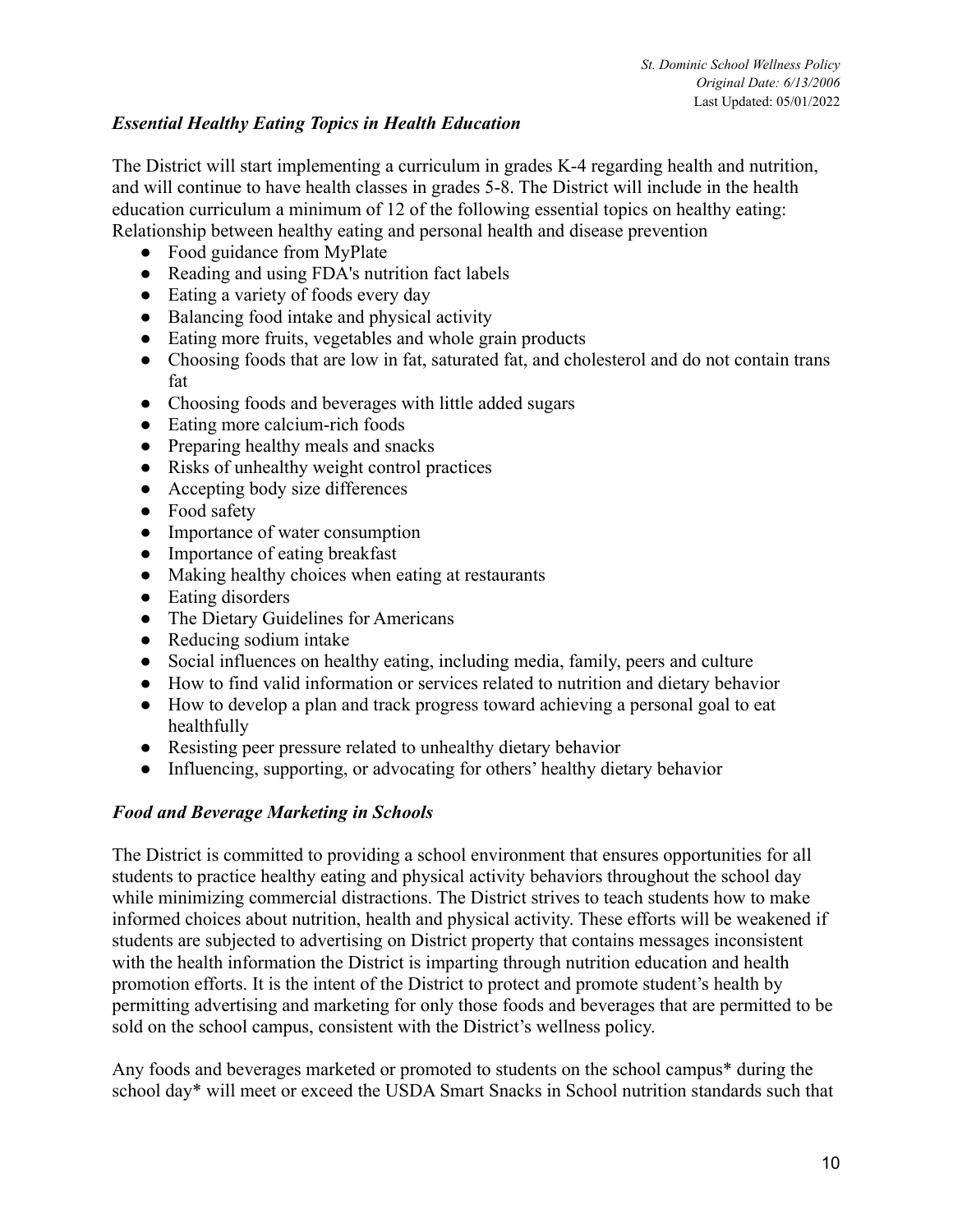### *Essential Healthy Eating Topics in Health Education*

The District will start implementing a curriculum in grades K-4 regarding health and nutrition, and will continue to have health classes in grades 5-8. The District will include in the health education curriculum a minimum of 12 of the following essential topics on healthy eating: Relationship between healthy eating and personal health and disease prevention

- Food guidance from MyPlate
- Reading and using FDA's nutrition fact labels
- Eating a variety of foods every day
- Balancing food intake and physical activity
- Eating more fruits, vegetables and whole grain products
- Choosing foods that are low in fat, saturated fat, and cholesterol and do not contain trans fat
- Choosing foods and beverages with little added sugars
- Eating more calcium-rich foods
- Preparing healthy meals and snacks
- Risks of unhealthy weight control practices
- Accepting body size differences
- Food safety
- Importance of water consumption
- Importance of eating breakfast
- Making healthy choices when eating at restaurants
- Eating disorders
- The Dietary Guidelines for Americans
- Reducing sodium intake
- Social influences on healthy eating, including media, family, peers and culture
- How to find valid information or services related to nutrition and dietary behavior
- How to develop a plan and track progress toward achieving a personal goal to eat healthfully
- Resisting peer pressure related to unhealthy dietary behavior
- Influencing, supporting, or advocating for others' healthy dietary behavior

### *Food and Beverage Marketing in Schools*

The District is committed to providing a school environment that ensures opportunities for all students to practice healthy eating and physical activity behaviors throughout the school day while minimizing commercial distractions. The District strives to teach students how to make informed choices about nutrition, health and physical activity. These efforts will be weakened if students are subjected to advertising on District property that contains messages inconsistent with the health information the District is imparting through nutrition education and health promotion efforts. It is the intent of the District to protect and promote student's health by permitting advertising and marketing for only those foods and beverages that are permitted to be sold on the school campus, consistent with the District's wellness policy.

Any foods and beverages marketed or promoted to students on the school campus* during the school day* will meet or exceed the USDA Smart Snacks in School nutrition standards such that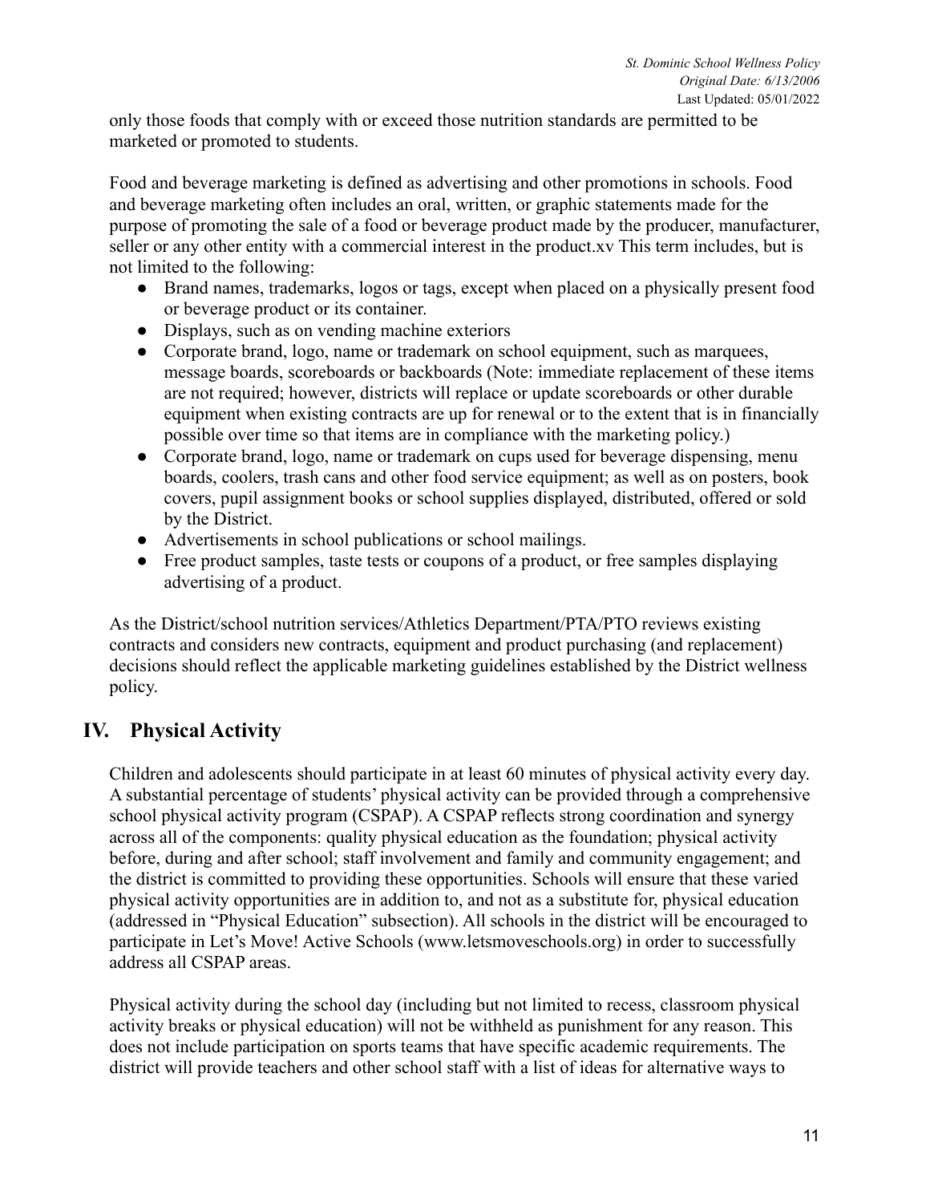only those foods that comply with or exceed those nutrition standards are permitted to be marketed or promoted to students.

Food and beverage marketing is defined as advertising and other promotions in schools. Food and beverage marketing often includes an oral, written, or graphic statements made for the purpose of promoting the sale of a food or beverage product made by the producer, manufacturer, seller or any other entity with a commercial interest in the product.xv This term includes, but is not limited to the following:

- Brand names, trademarks, logos or tags, except when placed on a physically present food or beverage product or its container.
- Displays, such as on vending machine exteriors
- Corporate brand, logo, name or trademark on school equipment, such as marquees, message boards, scoreboards or backboards (Note: immediate replacement of these items are not required; however, districts will replace or update scoreboards or other durable equipment when existing contracts are up for renewal or to the extent that is in financially possible over time so that items are in compliance with the marketing policy.)
- Corporate brand, logo, name or trademark on cups used for beverage dispensing, menu boards, coolers, trash cans and other food service equipment; as well as on posters, book covers, pupil assignment books or school supplies displayed, distributed, offered or sold by the District.
- Advertisements in school publications or school mailings.
- Free product samples, taste tests or coupons of a product, or free samples displaying advertising of a product.

As the District/school nutrition services/Athletics Department/PTA/PTO reviews existing contracts and considers new contracts, equipment and product purchasing (and replacement) decisions should reflect the applicable marketing guidelines established by the District wellness policy.

## IV. Physical Activity

Children and adolescents should participate in at least 60 minutes of physical activity every day. A substantial percentage of students' physical activity can be provided through a comprehensive school physical activity program (CSPAP). A CSPAP reflects strong coordination and synergy across all of the components: quality physical education as the foundation; physical activity before, during and after school; staff involvement and family and community engagement; and the district is committed to providing these opportunities. Schools will ensure that these varied physical activity opportunities are in addition to, and not as a substitute for, physical education (addressed in "Physical Education" subsection). All schools in the district will be encouraged to participate in Let's Move! Active Schools (www.letsmoveschools.org) in order to successfully address all CSPAP areas.

Physical activity during the school day (including but not limited to recess, classroom physical activity breaks or physical education) will not be withheld as punishment for any reason. This does not include participation on sports teams that have specific academic requirements. The district will provide teachers and other school staff with a list of ideas for alternative ways to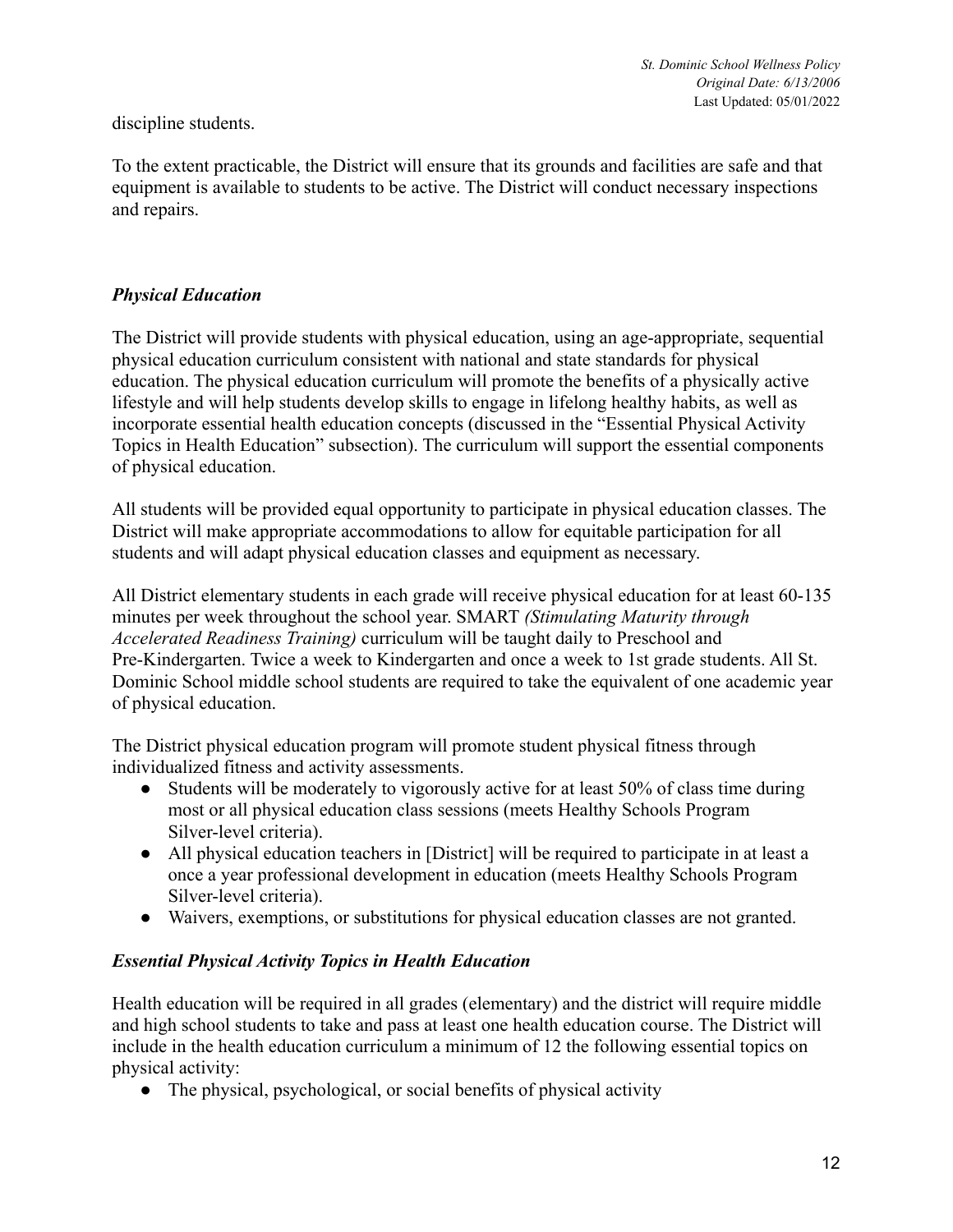discipline students.

To the extent practicable, the District will ensure that its grounds and facilities are safe and that equipment is available to students to be active. The District will conduct necessary inspections and repairs.

### *Physical Education*

The District will provide students with physical education, using an age-appropriate, sequential physical education curriculum consistent with national and state standards for physical education. The physical education curriculum will promote the benefits of a physically active lifestyle and will help students develop skills to engage in lifelong healthy habits, as well as incorporate essential health education concepts (discussed in the "Essential Physical Activity Topics in Health Education" subsection). The curriculum will support the essential components of physical education.

All students will be provided equal opportunity to participate in physical education classes. The District will make appropriate accommodations to allow for equitable participation for all students and will adapt physical education classes and equipment as necessary.

All District elementary students in each grade will receive physical education for at least 60-135 minutes per week throughout the school year. SMART *(Stimulating Maturity through Accelerated Readiness Training)* curriculum will be taught daily to Preschool and Pre-Kindergarten. Twice a week to Kindergarten and once a week to 1st grade students. All St. Dominic School middle school students are required to take the equivalent of one academic year of physical education.

The District physical education program will promote student physical fitness through individualized fitness and activity assessments.

- Students will be moderately to vigorously active for at least 50% of class time during most or all physical education class sessions (meets Healthy Schools Program Silver-level criteria).
- All physical education teachers in [District] will be required to participate in at least a once a year professional development in education (meets Healthy Schools Program Silver-level criteria).
- Waivers, exemptions, or substitutions for physical education classes are not granted.

### *Essential Physical Activity Topics in Health Education*

Health education will be required in all grades (elementary) and the district will require middle and high school students to take and pass at least one health education course. The District will include in the health education curriculum a minimum of 12 the following essential topics on physical activity:

- The physical, psychological, or social benefits of physical activity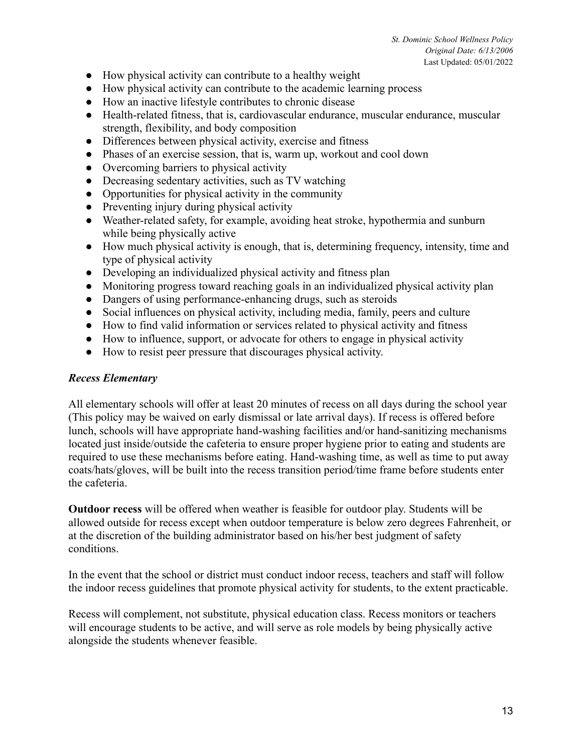- How physical activity can contribute to a healthy weight
- How physical activity can contribute to the academic learning process
- How an inactive lifestyle contributes to chronic disease
- Health-related fitness, that is, cardiovascular endurance, muscular endurance, muscular strength, flexibility, and body composition
- Differences between physical activity, exercise and fitness
- Phases of an exercise session, that is, warm up, workout and cool down
- Overcoming barriers to physical activity
- Decreasing sedentary activities, such as TV watching
- Opportunities for physical activity in the community
- Preventing injury during physical activity
- Weather-related safety, for example, avoiding heat stroke, hypothermia and sunburn while being physically active
- How much physical activity is enough, that is, determining frequency, intensity, time and type of physical activity
- Developing an individualized physical activity and fitness plan
- Monitoring progress toward reaching goals in an individualized physical activity plan
- Dangers of using performance-enhancing drugs, such as steroids
- Social influences on physical activity, including media, family, peers and culture
- How to find valid information or services related to physical activity and fitness
- How to influence, support, or advocate for others to engage in physical activity
- How to resist peer pressure that discourages physical activity.

***Recess Elementary***

All elementary schools will offer at least 20 minutes of recess on all days during the school year (This policy may be waived on early dismissal or late arrival days). If recess is offered before lunch, schools will have appropriate hand-washing facilities and/or hand-sanitizing mechanisms located just inside/outside the cafeteria to ensure proper hygiene prior to eating and students are required to use these mechanisms before eating. Hand-washing time, as well as time to put away coats/hats/gloves, will be built into the recess transition period/time frame before students enter the cafeteria.

**Outdoor recess** will be offered when weather is feasible for outdoor play. Students will be allowed outside for recess except when outdoor temperature is below zero degrees Fahrenheit, or at the discretion of the building administrator based on his/her best judgment of safety conditions.

In the event that the school or district must conduct indoor recess, teachers and staff will follow the indoor recess guidelines that promote physical activity for students, to the extent practicable.

Recess will complement, not substitute, physical education class. Recess monitors or teachers will encourage students to be active, and will serve as role models by being physically active alongside the students whenever feasible.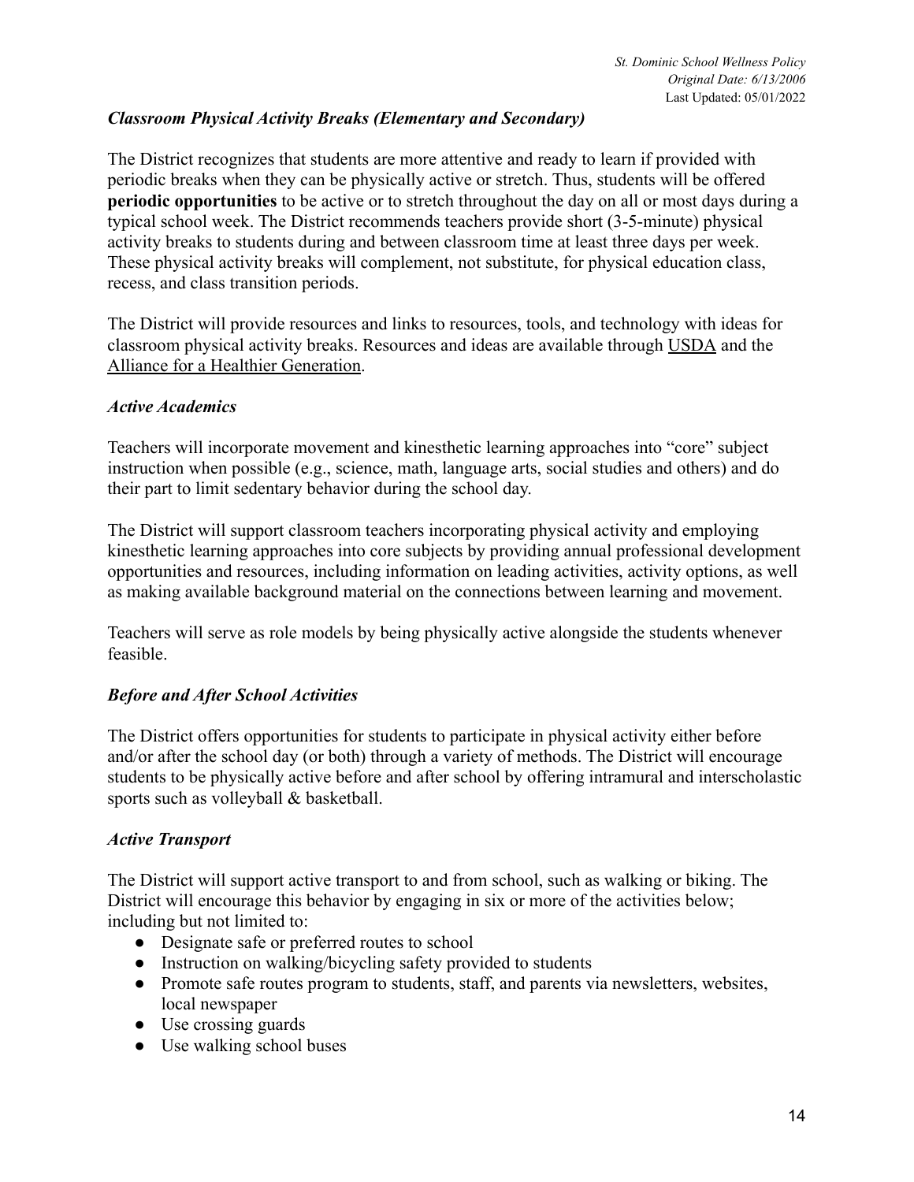### *Classroom Physical Activity Breaks (Elementary and Secondary)*

The District recognizes that students are more attentive and ready to learn if provided with periodic breaks when they can be physically active or stretch. Thus, students will be offered **periodic opportunities** to be active or to stretch throughout the day on all or most days during a typical school week. The District recommends teachers provide short (3-5-minute) physical activity breaks to students during and between classroom time at least three days per week. These physical activity breaks will complement, not substitute, for physical education class, recess, and class transition periods.

The District will provide resources and links to resources, tools, and technology with ideas for classroom physical activity breaks. Resources and ideas are available through USDA and the Alliance for a Healthier Generation.

### *Active Academics*

Teachers will incorporate movement and kinesthetic learning approaches into "core" subject instruction when possible (e.g., science, math, language arts, social studies and others) and do their part to limit sedentary behavior during the school day.

The District will support classroom teachers incorporating physical activity and employing kinesthetic learning approaches into core subjects by providing annual professional development opportunities and resources, including information on leading activities, activity options, as well as making available background material on the connections between learning and movement.

Teachers will serve as role models by being physically active alongside the students whenever feasible.

### *Before and After School Activities*

The District offers opportunities for students to participate in physical activity either before and/or after the school day (or both) through a variety of methods. The District will encourage students to be physically active before and after school by offering intramural and interscholastic sports such as volleyball & basketball.

### *Active Transport*

The District will support active transport to and from school, such as walking or biking. The District will encourage this behavior by engaging in six or more of the activities below; including but not limited to:

- Designate safe or preferred routes to school
- Instruction on walking/bicycling safety provided to students
- Promote safe routes program to students, staff, and parents via newsletters, websites, local newspaper
- Use crossing guards
- Use walking school buses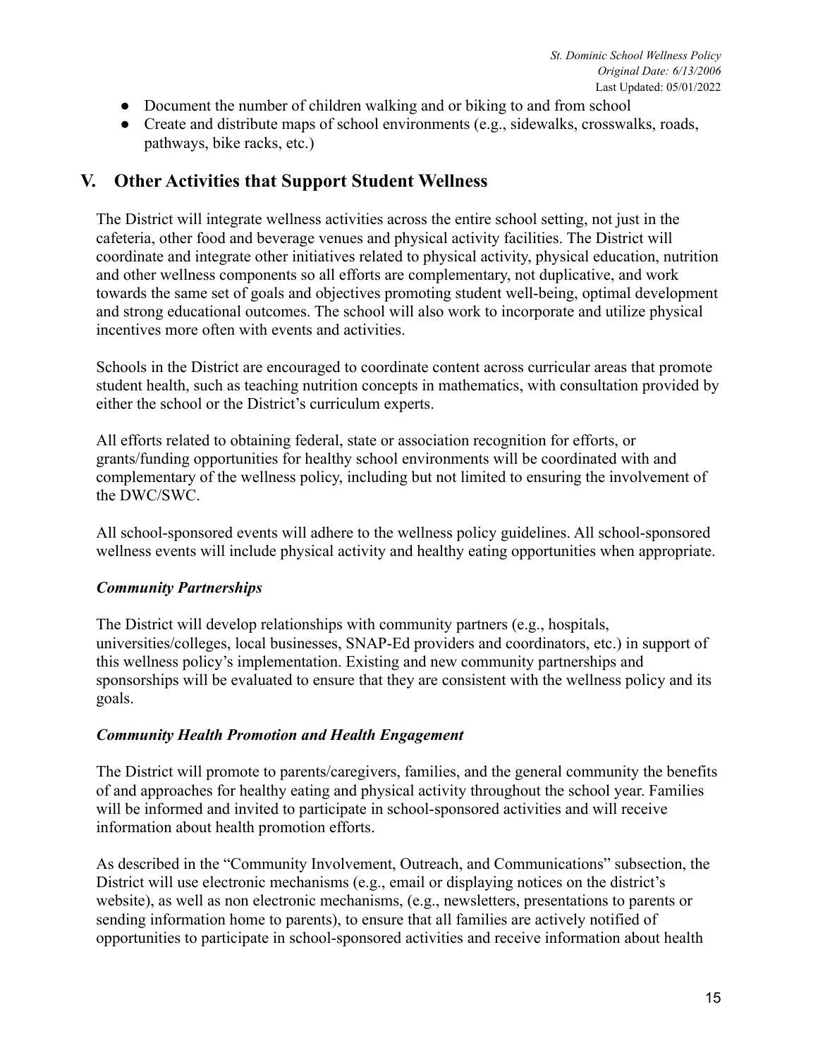- Document the number of children walking and or biking to and from school
- Create and distribute maps of school environments (e.g., sidewalks, crosswalks, roads, pathways, bike racks, etc.)

## V. Other Activities that Support Student Wellness

The District will integrate wellness activities across the entire school setting, not just in the cafeteria, other food and beverage venues and physical activity facilities. The District will coordinate and integrate other initiatives related to physical activity, physical education, nutrition and other wellness components so all efforts are complementary, not duplicative, and work towards the same set of goals and objectives promoting student well-being, optimal development and strong educational outcomes. The school will also work to incorporate and utilize physical incentives more often with events and activities.

Schools in the District are encouraged to coordinate content across curricular areas that promote student health, such as teaching nutrition concepts in mathematics, with consultation provided by either the school or the District's curriculum experts.

All efforts related to obtaining federal, state or association recognition for efforts, or grants/funding opportunities for healthy school environments will be coordinated with and complementary of the wellness policy, including but not limited to ensuring the involvement of the DWC/SWC.

All school-sponsored events will adhere to the wellness policy guidelines. All school-sponsored wellness events will include physical activity and healthy eating opportunities when appropriate.

### *Community Partnerships*

The District will develop relationships with community partners (e.g., hospitals, universities/colleges, local businesses, SNAP-Ed providers and coordinators, etc.) in support of this wellness policy's implementation. Existing and new community partnerships and sponsorships will be evaluated to ensure that they are consistent with the wellness policy and its goals.

### *Community Health Promotion and Health Engagement*

The District will promote to parents/caregivers, families, and the general community the benefits of and approaches for healthy eating and physical activity throughout the school year. Families will be informed and invited to participate in school-sponsored activities and will receive information about health promotion efforts.

As described in the "Community Involvement, Outreach, and Communications" subsection, the District will use electronic mechanisms (e.g., email or displaying notices on the district's website), as well as non electronic mechanisms, (e.g., newsletters, presentations to parents or sending information home to parents), to ensure that all families are actively notified of opportunities to participate in school-sponsored activities and receive information about health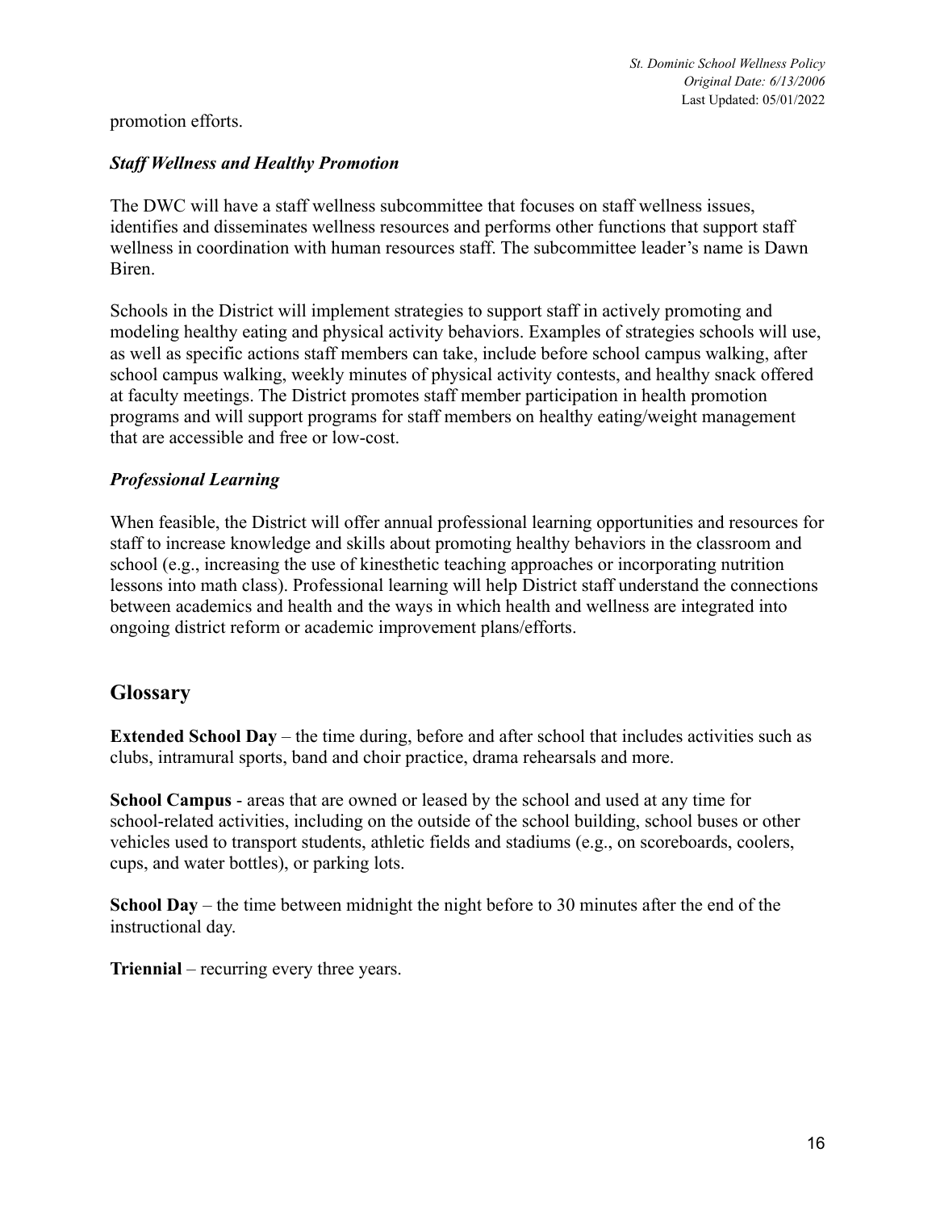promotion efforts.

### *Staff Wellness and Healthy Promotion*

The DWC will have a staff wellness subcommittee that focuses on staff wellness issues, identifies and disseminates wellness resources and performs other functions that support staff wellness in coordination with human resources staff. The subcommittee leader's name is Dawn Biren.

Schools in the District will implement strategies to support staff in actively promoting and modeling healthy eating and physical activity behaviors. Examples of strategies schools will use, as well as specific actions staff members can take, include before school campus walking, after school campus walking, weekly minutes of physical activity contests, and healthy snack offered at faculty meetings. The District promotes staff member participation in health promotion programs and will support programs for staff members on healthy eating/weight management that are accessible and free or low-cost.

### *Professional Learning*

When feasible, the District will offer annual professional learning opportunities and resources for staff to increase knowledge and skills about promoting healthy behaviors in the classroom and school (e.g., increasing the use of kinesthetic teaching approaches or incorporating nutrition lessons into math class). Professional learning will help District staff understand the connections between academics and health and the ways in which health and wellness are integrated into ongoing district reform or academic improvement plans/efforts.

## Glossary

**Extended School Day** – the time during, before and after school that includes activities such as clubs, intramural sports, band and choir practice, drama rehearsals and more.

**School Campus** - areas that are owned or leased by the school and used at any time for school-related activities, including on the outside of the school building, school buses or other vehicles used to transport students, athletic fields and stadiums (e.g., on scoreboards, coolers, cups, and water bottles), or parking lots.

**School Day** – the time between midnight the night before to 30 minutes after the end of the instructional day.

**Triennial** – recurring every three years.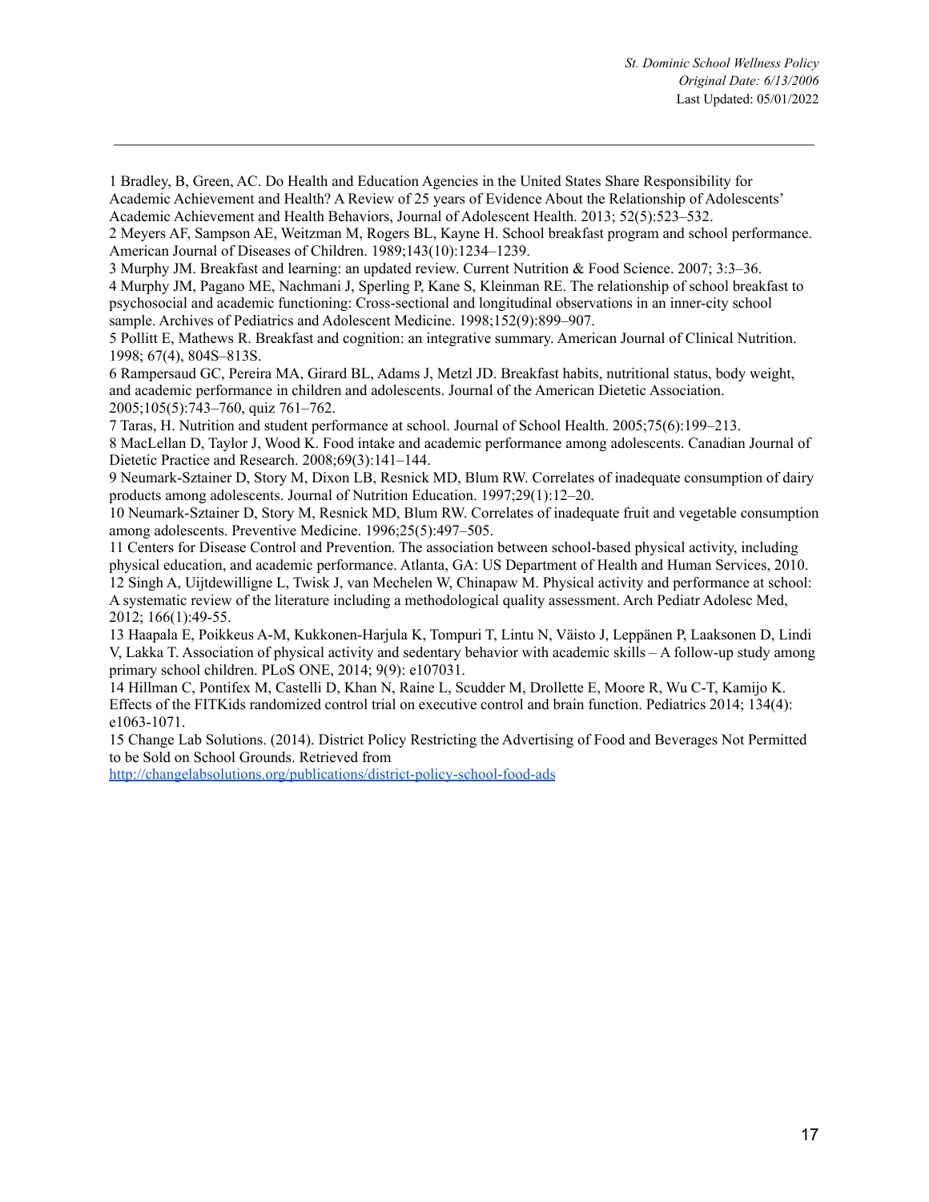1 Bradley, B, Green, AC. Do Health and Education Agencies in the United States Share Responsibility for Academic Achievement and Health? A Review of 25 years of Evidence About the Relationship of Adolescents' Academic Achievement and Health Behaviors, Journal of Adolescent Health. 2013; 52(5):523–532.

2 Meyers AF, Sampson AE, Weitzman M, Rogers BL, Kayne H. School breakfast program and school performance. American Journal of Diseases of Children. 1989;143(10):1234–1239.

3 Murphy JM. Breakfast and learning: an updated review. Current Nutrition & Food Science. 2007; 3:3–36.

4 Murphy JM, Pagano ME, Nachmani J, Sperling P, Kane S, Kleinman RE. The relationship of school breakfast to psychosocial and academic functioning: Cross-sectional and longitudinal observations in an inner-city school sample. Archives of Pediatrics and Adolescent Medicine. 1998;152(9):899–907.

5 Pollitt E, Mathews R. Breakfast and cognition: an integrative summary. American Journal of Clinical Nutrition. 1998; 67(4), 804S–813S.

6 Rampersaud GC, Pereira MA, Girard BL, Adams J, Metzl JD. Breakfast habits, nutritional status, body weight, and academic performance in children and adolescents. Journal of the American Dietetic Association. 2005;105(5):743–760, quiz 761–762.

7 Taras, H. Nutrition and student performance at school. Journal of School Health. 2005;75(6):199–213.

8 MacLellan D, Taylor J, Wood K. Food intake and academic performance among adolescents. Canadian Journal of Dietetic Practice and Research. 2008;69(3):141–144.

9 Neumark-Sztainer D, Story M, Dixon LB, Resnick MD, Blum RW. Correlates of inadequate consumption of dairy products among adolescents. Journal of Nutrition Education. 1997;29(1):12–20.

10 Neumark-Sztainer D, Story M, Resnick MD, Blum RW. Correlates of inadequate fruit and vegetable consumption among adolescents. Preventive Medicine. 1996;25(5):497–505.

11 Centers for Disease Control and Prevention. The association between school-based physical activity, including physical education, and academic performance. Atlanta, GA: US Department of Health and Human Services, 2010.

12 Singh A, Uijtdewilligne L, Twisk J, van Mechelen W, Chinapaw M. Physical activity and performance at school: A systematic review of the literature including a methodological quality assessment. Arch Pediatr Adolesc Med, 2012; 166(1):49-55.

13 Haapala E, Poikkeus A-M, Kukkonen-Harjula K, Tompuri T, Lintu N, Väisto J, Leppänen P, Laaksonen D, Lindi V, Lakka T. Association of physical activity and sedentary behavior with academic skills – A follow-up study among primary school children. PLoS ONE, 2014; 9(9): e107031.

14 Hillman C, Pontifex M, Castelli D, Khan N, Raine L, Scudder M, Drollette E, Moore R, Wu C-T, Kamijo K. Effects of the FITKids randomized control trial on executive control and brain function. Pediatrics 2014; 134(4): e1063-1071.

15 Change Lab Solutions. (2014). District Policy Restricting the Advertising of Food and Beverages Not Permitted to be Sold on School Grounds. Retrieved from [http://changelabsolutions.org/publications/district-policy-school-food-ads](http://changelabsolutions.org/publications/district-policy-school-food-ads)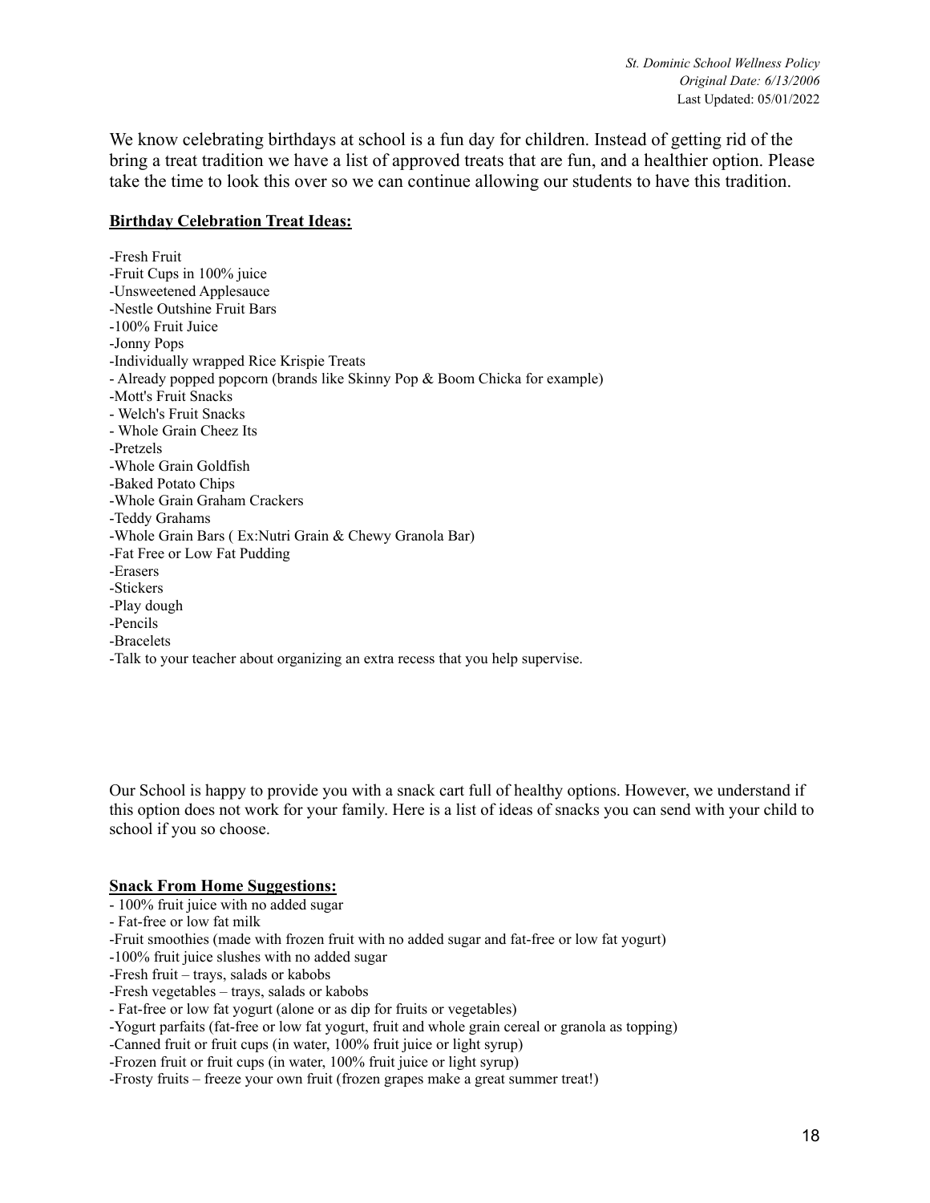We know celebrating birthdays at school is a fun day for children. Instead of getting rid of the bring a treat tradition we have a list of approved treats that are fun, and a healthier option. Please take the time to look this over so we can continue allowing our students to have this tradition.

**Birthday Celebration Treat Ideas:**

-Fresh Fruit
-Fruit Cups in 100% juice
-Unsweetened Applesauce
-Nestle Outshine Fruit Bars
-100% Fruit Juice
-Jonny Pops
-Individually wrapped Rice Krispie Treats
- Already popped popcorn (brands like Skinny Pop & Boom Chicka for example)
-Mott's Fruit Snacks
- Welch's Fruit Snacks
- Whole Grain Cheez Its
-Pretzels
-Whole Grain Goldfish
-Baked Potato Chips
-Whole Grain Graham Crackers
-Teddy Grahams
-Whole Grain Bars ( Ex:Nutri Grain & Chewy Granola Bar)
-Fat Free or Low Fat Pudding
-Erasers
-Stickers
-Play dough
-Pencils
-Bracelets
-Talk to your teacher about organizing an extra recess that you help supervise.

Our School is happy to provide you with a snack cart full of healthy options. However, we understand if this option does not work for your family. Here is a list of ideas of snacks you can send with your child to school if you so choose.

**Snack From Home Suggestions:**

- 100% fruit juice with no added sugar
- Fat-free or low fat milk
-Fruit smoothies (made with frozen fruit with no added sugar and fat-free or low fat yogurt)
-100% fruit juice slushes with no added sugar
-Fresh fruit – trays, salads or kabobs
-Fresh vegetables – trays, salads or kabobs
- Fat-free or low fat yogurt (alone or as dip for fruits or vegetables)
-Yogurt parfaits (fat-free or low fat yogurt, fruit and whole grain cereal or granola as topping)
-Canned fruit or fruit cups (in water, 100% fruit juice or light syrup)
-Frozen fruit or fruit cups (in water, 100% fruit juice or light syrup)
-Frosty fruits – freeze your own fruit (frozen grapes make a great summer treat!)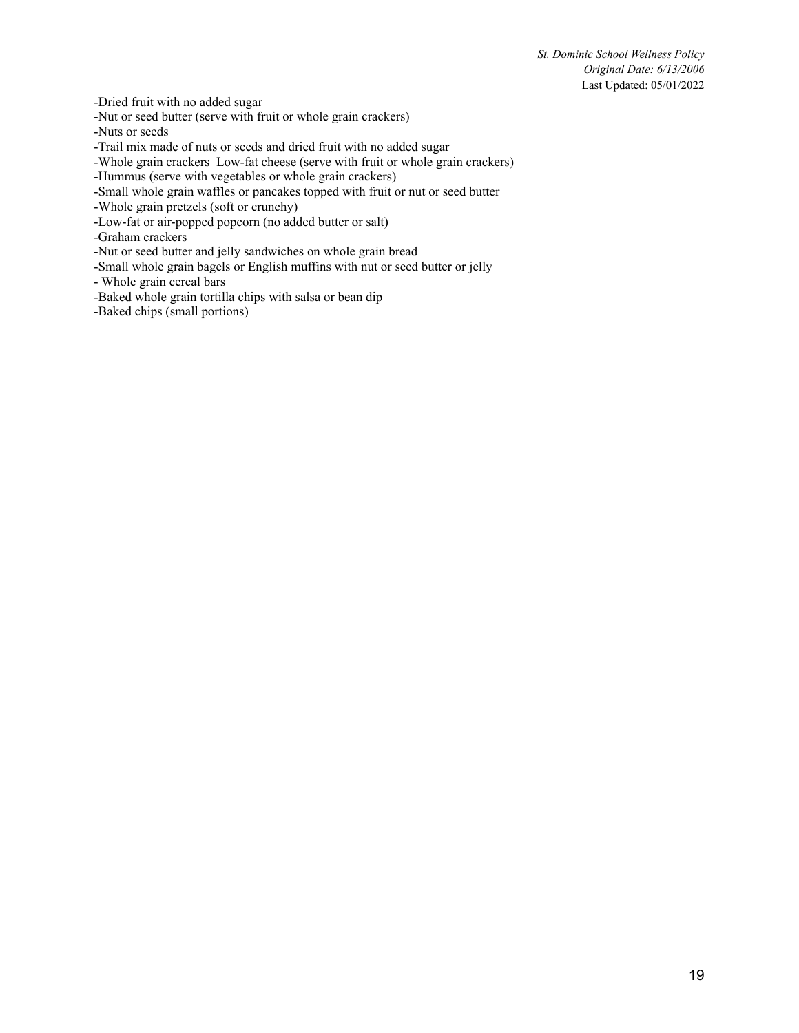-Dried fruit with no added sugar
-Nut or seed butter (serve with fruit or whole grain crackers)
-Nuts or seeds
-Trail mix made of nuts or seeds and dried fruit with no added sugar
-Whole grain crackers  Low-fat cheese (serve with fruit or whole grain crackers)
-Hummus (serve with vegetables or whole grain crackers)
-Small whole grain waffles or pancakes topped with fruit or nut or seed butter
-Whole grain pretzels (soft or crunchy)
-Low-fat or air-popped popcorn (no added butter or salt)
-Graham crackers
-Nut or seed butter and jelly sandwiches on whole grain bread
-Small whole grain bagels or English muffins with nut or seed butter or jelly
- Whole grain cereal bars
-Baked whole grain tortilla chips with salsa or bean dip
-Baked chips (small portions)